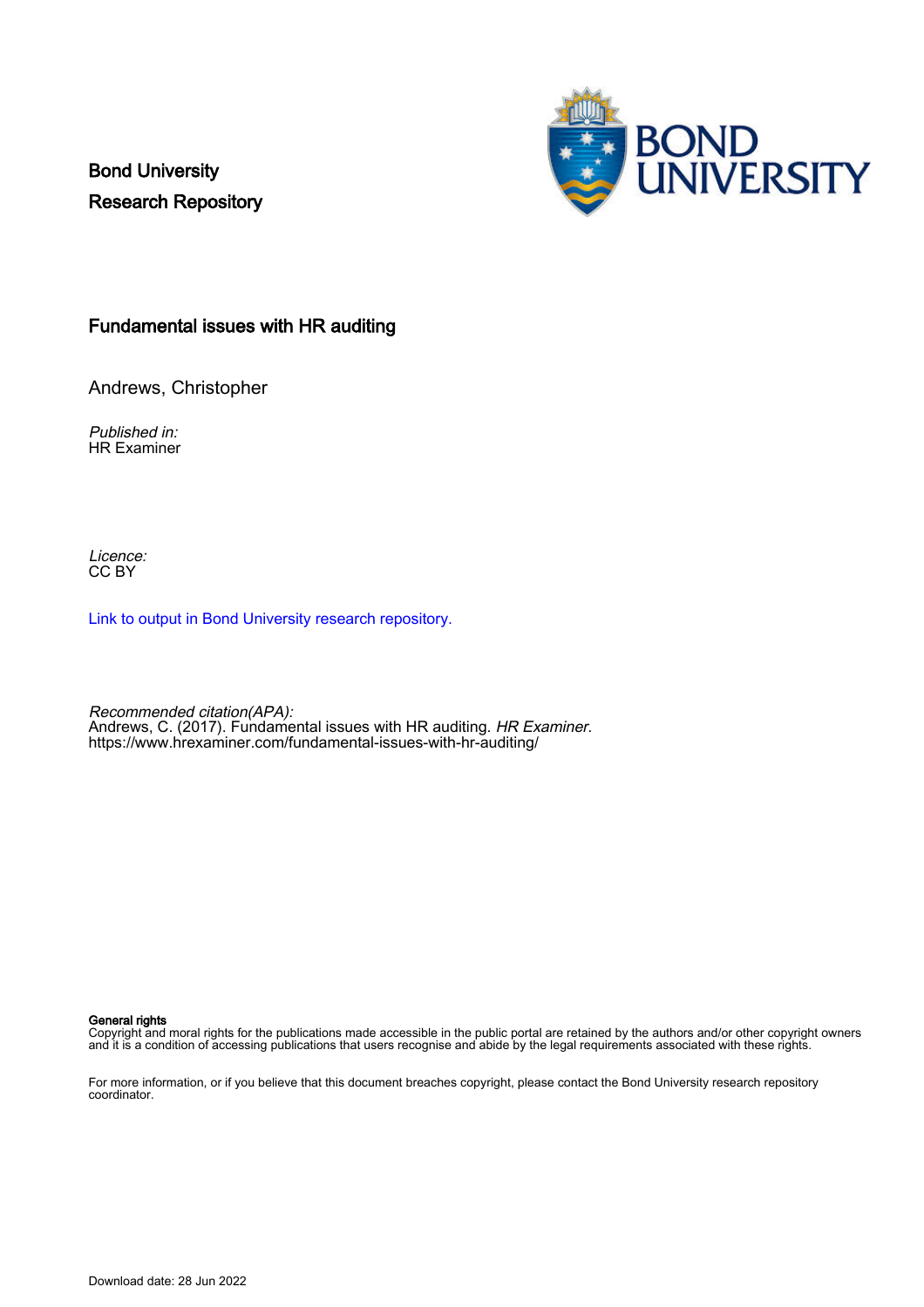Bond University
Research Repository

# Fundamental issues with HR auditing

Andrews, Christopher

*Published in:*
HR Examiner

*Licence:*
CC BY

Link to output in Bond University research repository.

*Recommended citation(APA):*
Andrews, C. (2017). Fundamental issues with HR auditing. *HR Examiner*.
https://www.hrexaminer.com/fundamental-issues-with-hr-auditing/

**General rights**
Copyright and moral rights for the publications made accessible in the public portal are retained by the authors and/or other copyright owners and it is a condition of accessing publications that users recognise and abide by the legal requirements associated with these rights.

For more information, or if you believe that this document breaches copyright, please contact the Bond University research repository coordinator.

Download date: 28 Jun 2022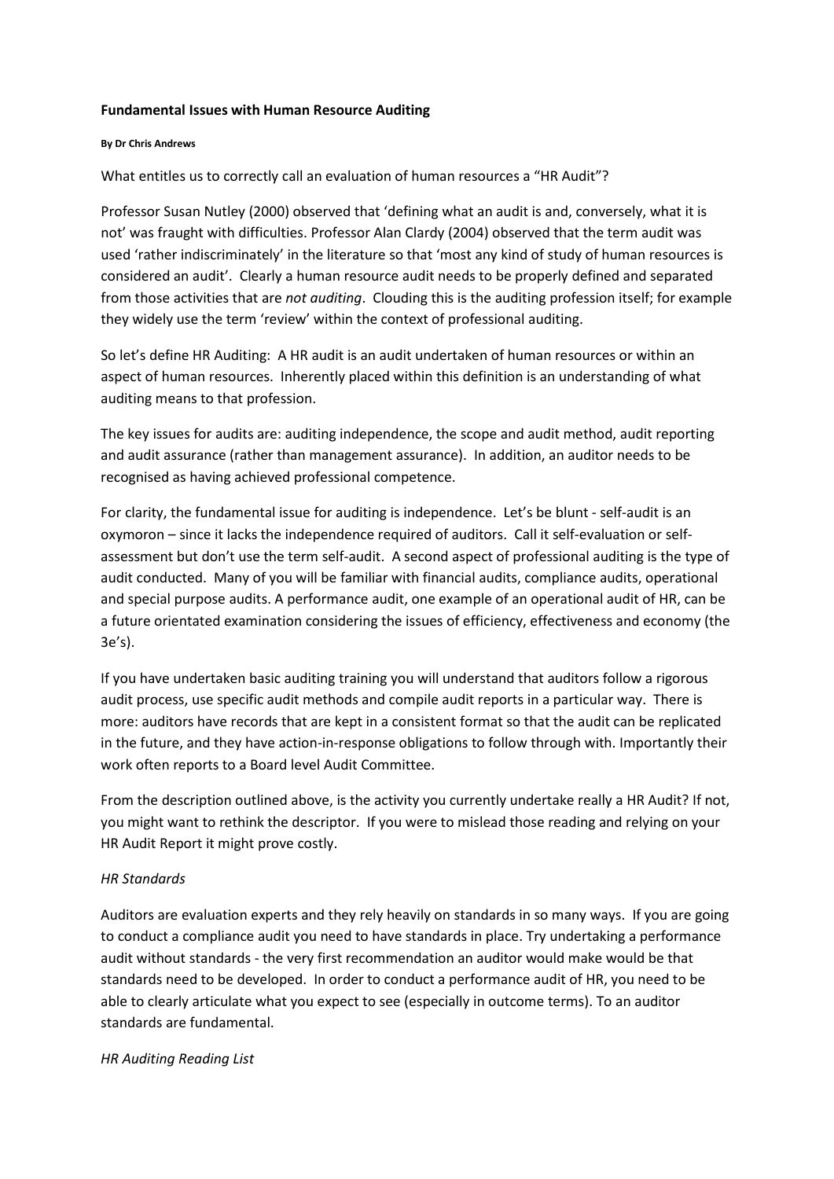**Fundamental Issues with Human Resource Auditing**

**By Dr Chris Andrews**

What entitles us to correctly call an evaluation of human resources a "HR Audit"?

Professor Susan Nutley (2000) observed that 'defining what an audit is and, conversely, what it is not' was fraught with difficulties. Professor Alan Clardy (2004) observed that the term audit was used 'rather indiscriminately' in the literature so that 'most any kind of study of human resources is considered an audit'. Clearly a human resource audit needs to be properly defined and separated from those activities that are *not auditing*. Clouding this is the auditing profession itself; for example they widely use the term 'review' within the context of professional auditing.

So let's define HR Auditing: A HR audit is an audit undertaken of human resources or within an aspect of human resources. Inherently placed within this definition is an understanding of what auditing means to that profession.

The key issues for audits are: auditing independence, the scope and audit method, audit reporting and audit assurance (rather than management assurance). In addition, an auditor needs to be recognised as having achieved professional competence.

For clarity, the fundamental issue for auditing is independence. Let's be blunt - self-audit is an oxymoron – since it lacks the independence required of auditors. Call it self-evaluation or self-assessment but don't use the term self-audit. A second aspect of professional auditing is the type of audit conducted. Many of you will be familiar with financial audits, compliance audits, operational and special purpose audits. A performance audit, one example of an operational audit of HR, can be a future orientated examination considering the issues of efficiency, effectiveness and economy (the 3e's).

If you have undertaken basic auditing training you will understand that auditors follow a rigorous audit process, use specific audit methods and compile audit reports in a particular way. There is more: auditors have records that are kept in a consistent format so that the audit can be replicated in the future, and they have action-in-response obligations to follow through with. Importantly their work often reports to a Board level Audit Committee.

From the description outlined above, is the activity you currently undertake really a HR Audit? If not, you might want to rethink the descriptor. If you were to mislead those reading and relying on your HR Audit Report it might prove costly.

*HR Standards*

Auditors are evaluation experts and they rely heavily on standards in so many ways. If you are going to conduct a compliance audit you need to have standards in place. Try undertaking a performance audit without standards - the very first recommendation an auditor would make would be that standards need to be developed. In order to conduct a performance audit of HR, you need to be able to clearly articulate what you expect to see (especially in outcome terms). To an auditor standards are fundamental.

*HR Auditing Reading List*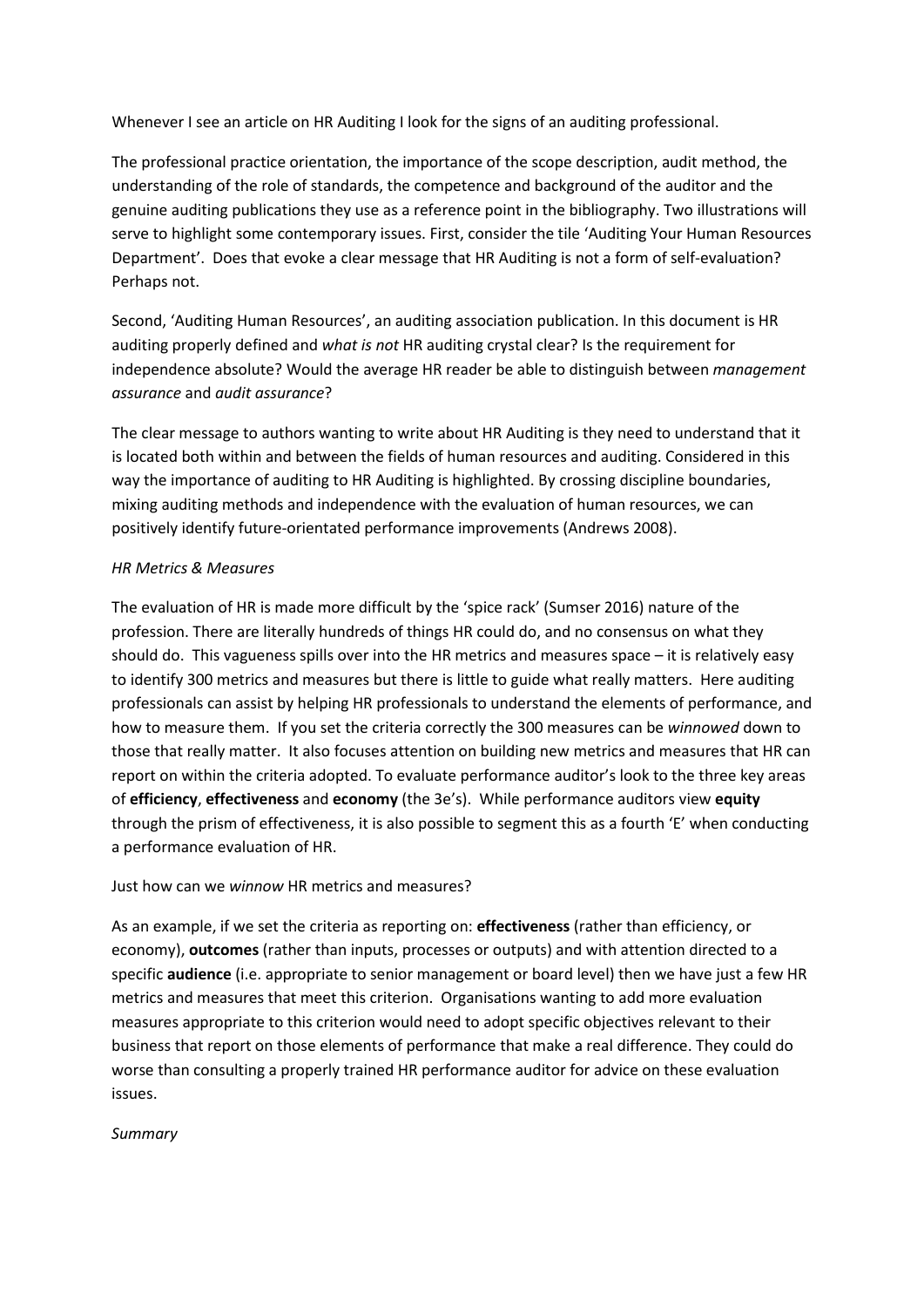Whenever I see an article on HR Auditing I look for the signs of an auditing professional.

The professional practice orientation, the importance of the scope description, audit method, the understanding of the role of standards, the competence and background of the auditor and the genuine auditing publications they use as a reference point in the bibliography. Two illustrations will serve to highlight some contemporary issues. First, consider the tile 'Auditing Your Human Resources Department'. Does that evoke a clear message that HR Auditing is not a form of self-evaluation? Perhaps not.

Second, 'Auditing Human Resources', an auditing association publication. In this document is HR auditing properly defined and *what is not* HR auditing crystal clear? Is the requirement for independence absolute? Would the average HR reader be able to distinguish between *management assurance* and *audit assurance*?

The clear message to authors wanting to write about HR Auditing is they need to understand that it is located both within and between the fields of human resources and auditing. Considered in this way the importance of auditing to HR Auditing is highlighted. By crossing discipline boundaries, mixing auditing methods and independence with the evaluation of human resources, we can positively identify future-orientated performance improvements (Andrews 2008).

*HR Metrics & Measures*

The evaluation of HR is made more difficult by the 'spice rack' (Sumser 2016) nature of the profession. There are literally hundreds of things HR could do, and no consensus on what they should do. This vagueness spills over into the HR metrics and measures space – it is relatively easy to identify 300 metrics and measures but there is little to guide what really matters. Here auditing professionals can assist by helping HR professionals to understand the elements of performance, and how to measure them. If you set the criteria correctly the 300 measures can be *winnowed* down to those that really matter. It also focuses attention on building new metrics and measures that HR can report on within the criteria adopted. To evaluate performance auditor's look to the three key areas of **efficiency**, **effectiveness** and **economy** (the 3e's). While performance auditors view **equity** through the prism of effectiveness, it is also possible to segment this as a fourth 'E' when conducting a performance evaluation of HR.

Just how can we *winnow* HR metrics and measures?

As an example, if we set the criteria as reporting on: **effectiveness** (rather than efficiency, or economy), **outcomes** (rather than inputs, processes or outputs) and with attention directed to a specific **audience** (i.e. appropriate to senior management or board level) then we have just a few HR metrics and measures that meet this criterion. Organisations wanting to add more evaluation measures appropriate to this criterion would need to adopt specific objectives relevant to their business that report on those elements of performance that make a real difference. They could do worse than consulting a properly trained HR performance auditor for advice on these evaluation issues.

*Summary*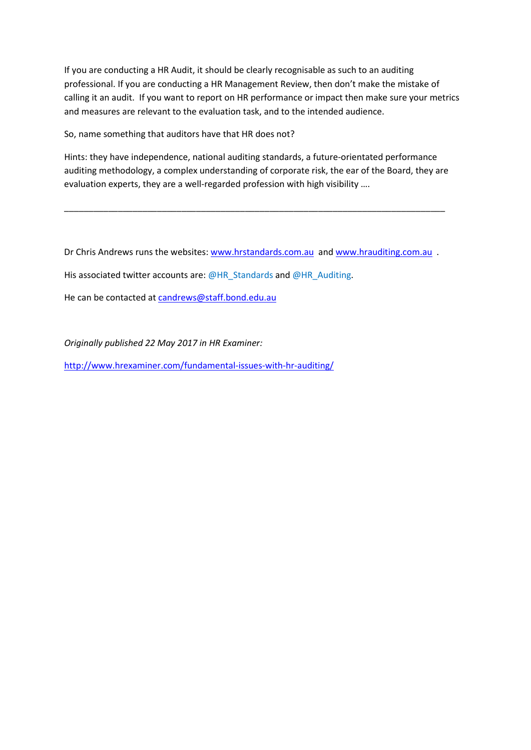If you are conducting a HR Audit, it should be clearly recognisable as such to an auditing professional. If you are conducting a HR Management Review, then don't make the mistake of calling it an audit. If you want to report on HR performance or impact then make sure your metrics and measures are relevant to the evaluation task, and to the intended audience.

So, name something that auditors have that HR does not?

Hints: they have independence, national auditing standards, a future-orientated performance auditing methodology, a complex understanding of corporate risk, the ear of the Board, they are evaluation experts, they are a well-regarded profession with high visibility ....

---

Dr Chris Andrews runs the websites: www.hrstandards.com.au and www.hrauditing.com.au .

His associated twitter accounts are: @HR_Standards and @HR_Auditing.

He can be contacted at candrews@staff.bond.edu.au

*Originally published 22 May 2017 in HR Examiner:*

http://www.hrexaminer.com/fundamental-issues-with-hr-auditing/